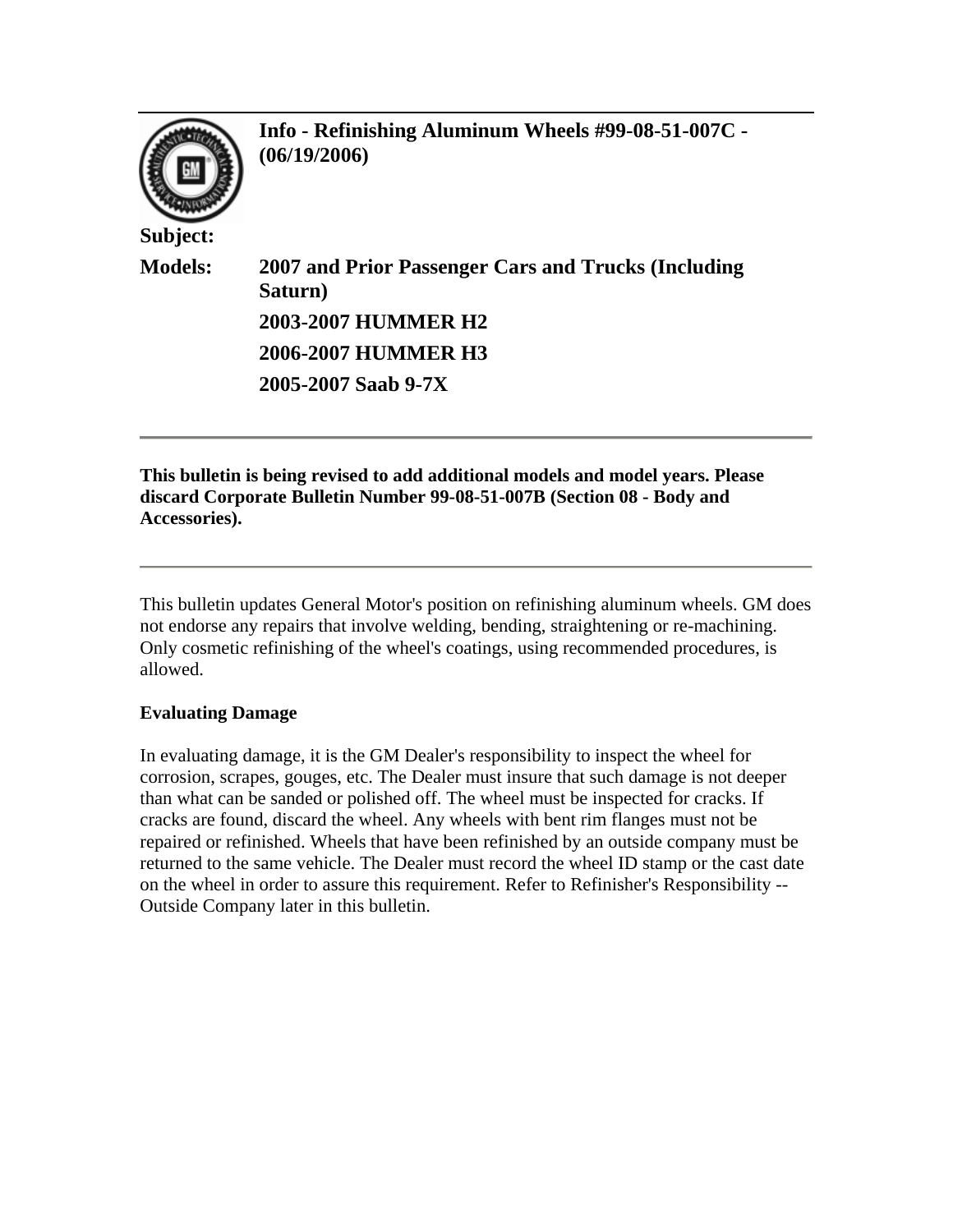# Info - Refinishing Aluminum Wheels #99-08-51-007C - (06/19/2006)

**Subject:**

**Models:** 2007 and Prior Passenger Cars and Trucks (Including Saturn)

**2003-2007 HUMMER H2**

**2006-2007 HUMMER H3**

**2005-2007 Saab 9-7X**

---

**This bulletin is being revised to add additional models and model years. Please discard Corporate Bulletin Number 99-08-51-007B (Section 08 - Body and Accessories).**

---

This bulletin updates General Motor's position on refinishing aluminum wheels. GM does not endorse any repairs that involve welding, bending, straightening or re-machining. Only cosmetic refinishing of the wheel's coatings, using recommended procedures, is allowed.

**Evaluating Damage**

In evaluating damage, it is the GM Dealer's responsibility to inspect the wheel for corrosion, scrapes, gouges, etc. The Dealer must insure that such damage is not deeper than what can be sanded or polished off. The wheel must be inspected for cracks. If cracks are found, discard the wheel. Any wheels with bent rim flanges must not be repaired or refinished. Wheels that have been refinished by an outside company must be returned to the same vehicle. The Dealer must record the wheel ID stamp or the cast date on the wheel in order to assure this requirement. Refer to Refinisher's Responsibility -- Outside Company later in this bulletin.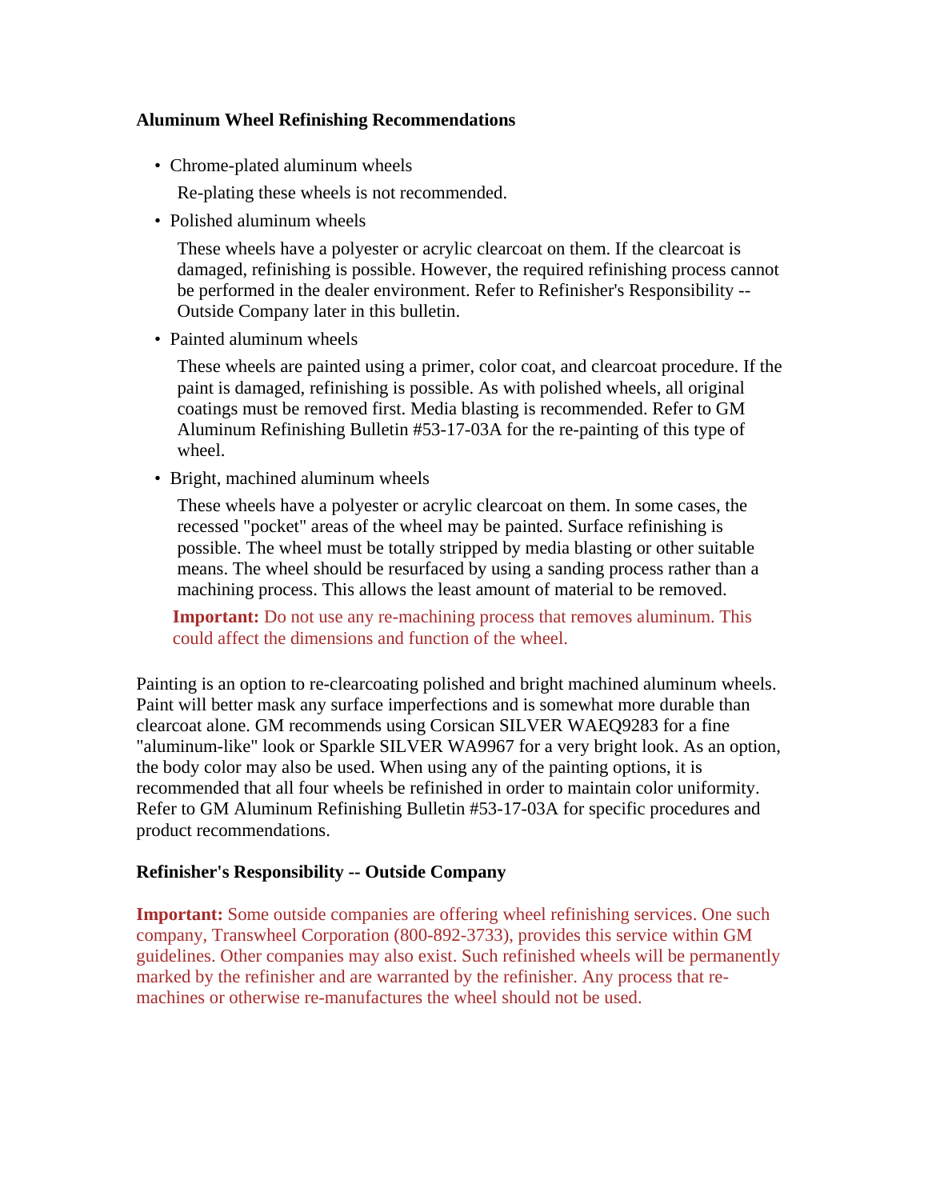**Aluminum Wheel Refinishing Recommendations**

- Chrome-plated aluminum wheels

  Re-plating these wheels is not recommended.

- Polished aluminum wheels

  These wheels have a polyester or acrylic clearcoat on them. If the clearcoat is damaged, refinishing is possible. However, the required refinishing process cannot be performed in the dealer environment. Refer to Refinisher's Responsibility -- Outside Company later in this bulletin.

- Painted aluminum wheels

  These wheels are painted using a primer, color coat, and clearcoat procedure. If the paint is damaged, refinishing is possible. As with polished wheels, all original coatings must be removed first. Media blasting is recommended. Refer to GM Aluminum Refinishing Bulletin #53-17-03A for the re-painting of this type of wheel.

- Bright, machined aluminum wheels

  These wheels have a polyester or acrylic clearcoat on them. In some cases, the recessed "pocket" areas of the wheel may be painted. Surface refinishing is possible. The wheel must be totally stripped by media blasting or other suitable means. The wheel should be resurfaced by using a sanding process rather than a machining process. This allows the least amount of material to be removed.

  **Important:** Do not use any re-machining process that removes aluminum. This could affect the dimensions and function of the wheel.

Painting is an option to re-clearcoating polished and bright machined aluminum wheels. Paint will better mask any surface imperfections and is somewhat more durable than clearcoat alone. GM recommends using Corsican SILVER WAEQ9283 for a fine "aluminum-like" look or Sparkle SILVER WA9967 for a very bright look. As an option, the body color may also be used. When using any of the painting options, it is recommended that all four wheels be refinished in order to maintain color uniformity. Refer to GM Aluminum Refinishing Bulletin #53-17-03A for specific procedures and product recommendations.

**Refinisher's Responsibility -- Outside Company**

**Important:** Some outside companies are offering wheel refinishing services. One such company, Transwheel Corporation (800-892-3733), provides this service within GM guidelines. Other companies may also exist. Such refinished wheels will be permanently marked by the refinisher and are warranted by the refinisher. Any process that re-machines or otherwise re-manufactures the wheel should not be used.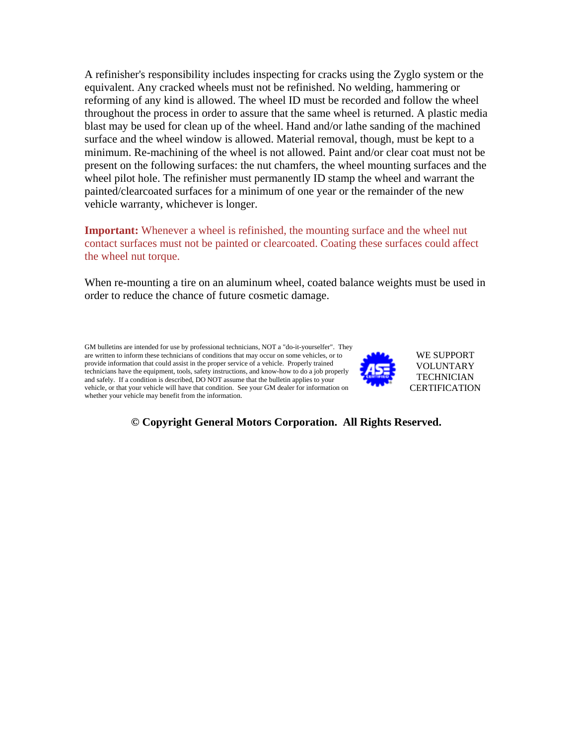A refinisher's responsibility includes inspecting for cracks using the Zyglo system or the equivalent. Any cracked wheels must not be refinished. No welding, hammering or reforming of any kind is allowed. The wheel ID must be recorded and follow the wheel throughout the process in order to assure that the same wheel is returned. A plastic media blast may be used for clean up of the wheel. Hand and/or lathe sanding of the machined surface and the wheel window is allowed. Material removal, though, must be kept to a minimum. Re-machining of the wheel is not allowed. Paint and/or clear coat must not be present on the following surfaces: the nut chamfers, the wheel mounting surfaces and the wheel pilot hole. The refinisher must permanently ID stamp the wheel and warrant the painted/clearcoated surfaces for a minimum of one year or the remainder of the new vehicle warranty, whichever is longer.

**Important:** Whenever a wheel is refinished, the mounting surface and the wheel nut contact surfaces must not be painted or clearcoated. Coating these surfaces could affect the wheel nut torque.

When re-mounting a tire on an aluminum wheel, coated balance weights must be used in order to reduce the chance of future cosmetic damage.

GM bulletins are intended for use by professional technicians, NOT a "do-it-yourselfer". They are written to inform these technicians of conditions that may occur on some vehicles, or to provide information that could assist in the proper service of a vehicle. Properly trained technicians have the equipment, tools, safety instructions, and know-how to do a job properly and safely. If a condition is described, DO NOT assume that the bulletin applies to your vehicle, or that your vehicle will have that condition. See your GM dealer for information on whether your vehicle may benefit from the information.

WE SUPPORT VOLUNTARY TECHNICIAN CERTIFICATION

**© Copyright General Motors Corporation. All Rights Reserved.**